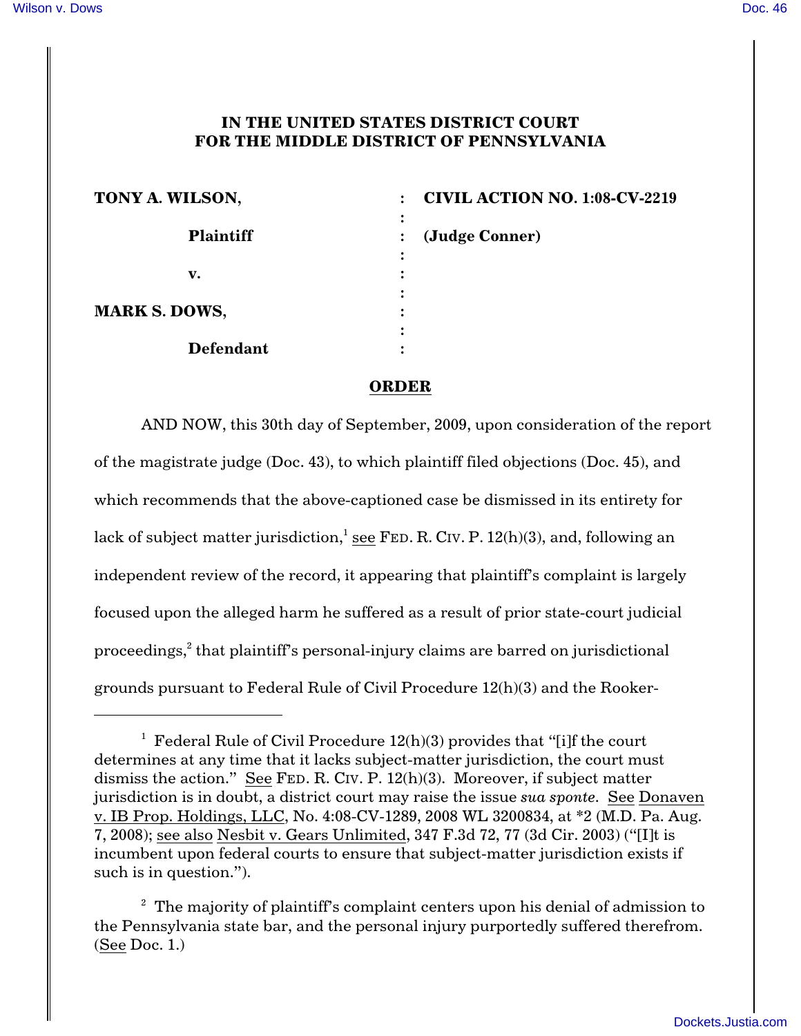**IN THE UNITED STATES DISTRICT COURT**
**FOR THE MIDDLE DISTRICT OF PENNSYLVANIA**

| | | |
|---|---|---|
| **TONY A. WILSON,** | : | **CIVIL ACTION NO. 1:08-CV-2219** |
| | : | |
| **Plaintiff** | : | **(Judge Conner)** |
| | : | |
| **v.** | : | |
| | : | |
| **MARK S. DOWS,** | : | |
| | : | |
| **Defendant** | : | |

**ORDER**

AND NOW, this 30th day of September, 2009, upon consideration of the report of the magistrate judge (Doc. 43), to which plaintiff filed objections (Doc. 45), and which recommends that the above-captioned case be dismissed in its entirety for lack of subject matter jurisdiction,[1] see FED. R. CIV. P. 12(h)(3), and, following an independent review of the record, it appearing that plaintiff's complaint is largely focused upon the alleged harm he suffered as a result of prior state-court judicial proceedings,[2] that plaintiff's personal-injury claims are barred on jurisdictional grounds pursuant to Federal Rule of Civil Procedure 12(h)(3) and the Rooker-

---

[1] Federal Rule of Civil Procedure 12(h)(3) provides that "[i]f the court determines at any time that it lacks subject-matter jurisdiction, the court must dismiss the action." See FED. R. CIV. P. 12(h)(3). Moreover, if subject matter jurisdiction is in doubt, a district court may raise the issue *sua sponte*. See Donaven v. IB Prop. Holdings, LLC, No. 4:08-CV-1289, 2008 WL 3200834, at *2 (M.D. Pa. Aug. 7, 2008); see also Nesbit v. Gears Unlimited, 347 F.3d 72, 77 (3d Cir. 2003) ("[I]t is incumbent upon federal courts to ensure that subject-matter jurisdiction exists if such is in question.").

[2] The majority of plaintiff's complaint centers upon his denial of admission to the Pennsylvania state bar, and the personal injury purportedly suffered therefrom. (See Doc. 1.)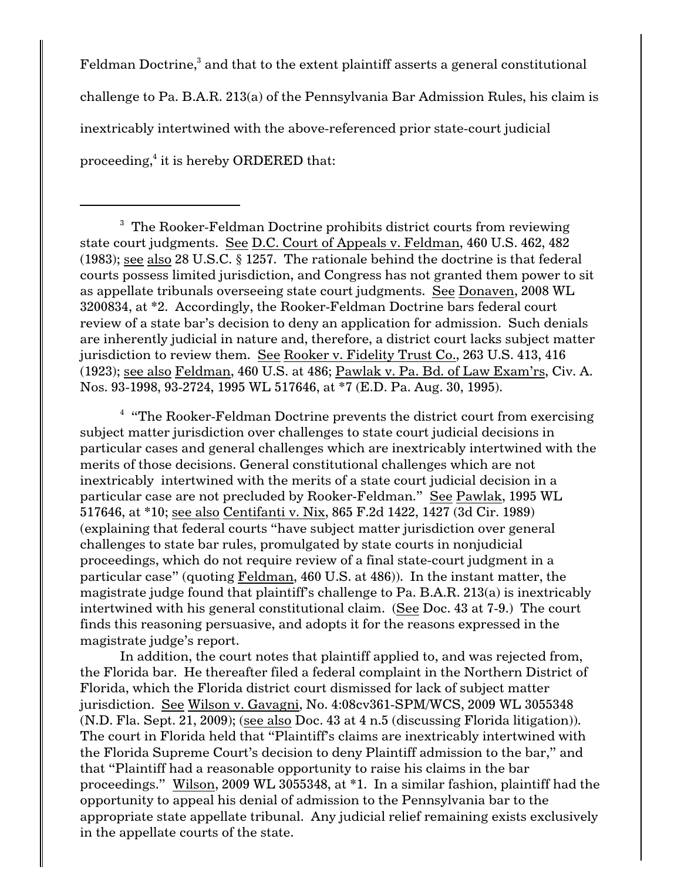Feldman Doctrine,[3] and that to the extent plaintiff asserts a general constitutional challenge to Pa. B.A.R. 213(a) of the Pennsylvania Bar Admission Rules, his claim is inextricably intertwined with the above-referenced prior state-court judicial proceeding,[4] it is hereby ORDERED that:

---

[3] The Rooker-Feldman Doctrine prohibits district courts from reviewing state court judgments. See D.C. Court of Appeals v. Feldman, 460 U.S. 462, 482 (1983); see also 28 U.S.C. § 1257. The rationale behind the doctrine is that federal courts possess limited jurisdiction, and Congress has not granted them power to sit as appellate tribunals overseeing state court judgments. See Donaven, 2008 WL 3200834, at *2. Accordingly, the Rooker-Feldman Doctrine bars federal court review of a state bar's decision to deny an application for admission. Such denials are inherently judicial in nature and, therefore, a district court lacks subject matter jurisdiction to review them. See Rooker v. Fidelity Trust Co., 263 U.S. 413, 416 (1923); see also Feldman, 460 U.S. at 486; Pawlak v. Pa. Bd. of Law Exam'rs, Civ. A. Nos. 93-1998, 93-2724, 1995 WL 517646, at *7 (E.D. Pa. Aug. 30, 1995).

[4] "The Rooker-Feldman Doctrine prevents the district court from exercising subject matter jurisdiction over challenges to state court judicial decisions in particular cases and general challenges which are inextricably intertwined with the merits of those decisions. General constitutional challenges which are not inextricably intertwined with the merits of a state court judicial decision in a particular case are not precluded by Rooker-Feldman." See Pawlak, 1995 WL 517646, at *10; see also Centifanti v. Nix, 865 F.2d 1422, 1427 (3d Cir. 1989) (explaining that federal courts "have subject matter jurisdiction over general challenges to state bar rules, promulgated by state courts in nonjudicial proceedings, which do not require review of a final state-court judgment in a particular case" (quoting Feldman, 460 U.S. at 486)). In the instant matter, the magistrate judge found that plaintiff's challenge to Pa. B.A.R. 213(a) is inextricably intertwined with his general constitutional claim. (See Doc. 43 at 7-9.) The court finds this reasoning persuasive, and adopts it for the reasons expressed in the magistrate judge's report.

In addition, the court notes that plaintiff applied to, and was rejected from, the Florida bar. He thereafter filed a federal complaint in the Northern District of Florida, which the Florida district court dismissed for lack of subject matter jurisdiction. See Wilson v. Gavagni, No. 4:08cv361-SPM/WCS, 2009 WL 3055348 (N.D. Fla. Sept. 21, 2009); (see also Doc. 43 at 4 n.5 (discussing Florida litigation)). The court in Florida held that "Plaintiff's claims are inextricably intertwined with the Florida Supreme Court's decision to deny Plaintiff admission to the bar," and that "Plaintiff had a reasonable opportunity to raise his claims in the bar proceedings." Wilson, 2009 WL 3055348, at *1. In a similar fashion, plaintiff had the opportunity to appeal his denial of admission to the Pennsylvania bar to the appropriate state appellate tribunal. Any judicial relief remaining exists exclusively in the appellate courts of the state.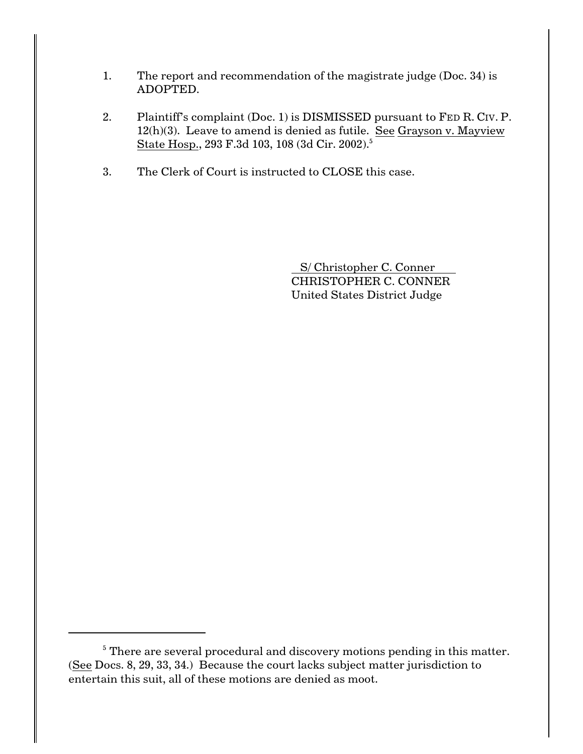1. The report and recommendation of the magistrate judge (Doc. 34) is ADOPTED.

2. Plaintiff's complaint (Doc. 1) is DISMISSED pursuant to FED R. CIV. P. 12(h)(3). Leave to amend is denied as futile. See Grayson v. Mayview State Hosp., 293 F.3d 103, 108 (3d Cir. 2002).[5]

3. The Clerk of Court is instructed to CLOSE this case.

S/ Christopher C. Conner
CHRISTOPHER C. CONNER
United States District Judge

---

[5] There are several procedural and discovery motions pending in this matter. (See Docs. 8, 29, 33, 34.) Because the court lacks subject matter jurisdiction to entertain this suit, all of these motions are denied as moot.